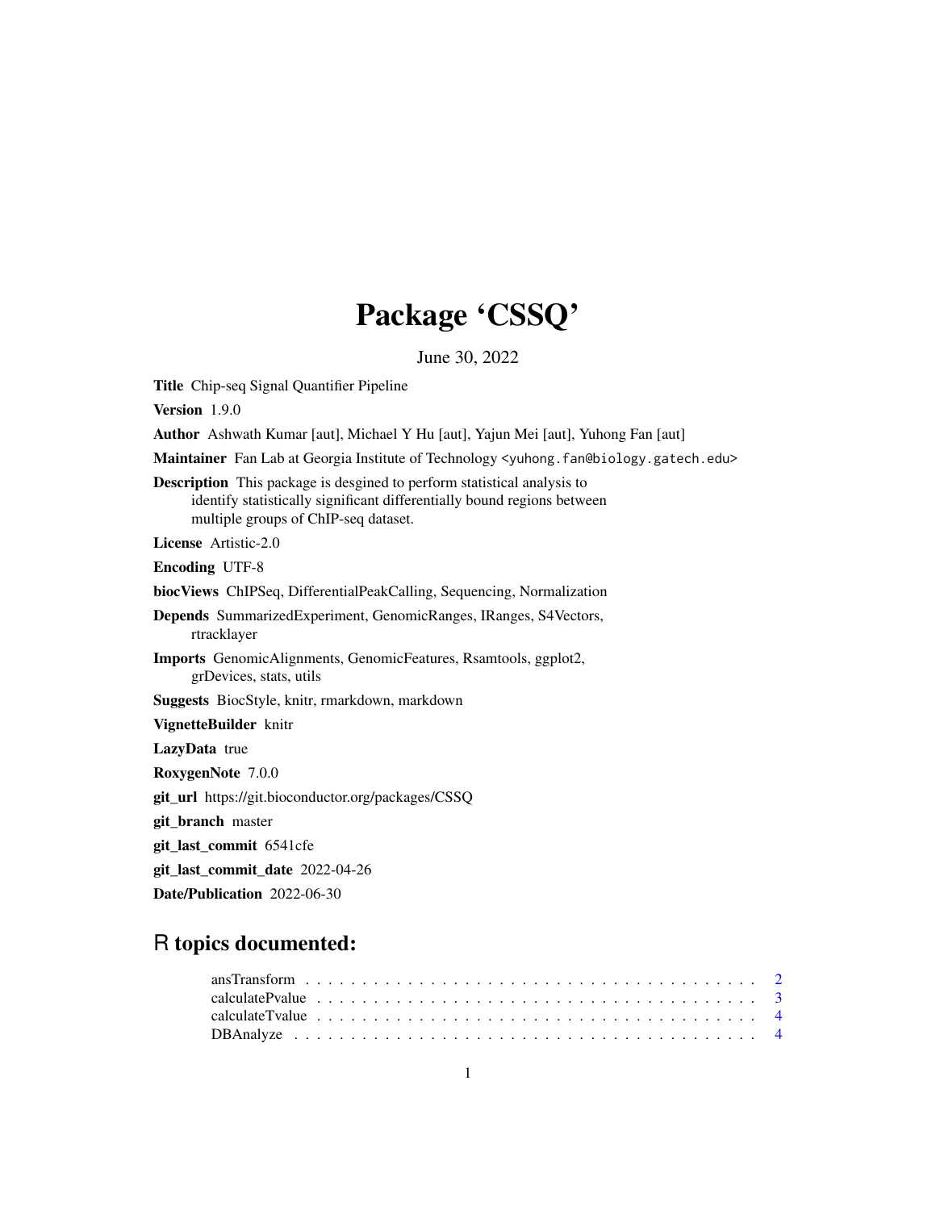# Package 'CSSQ'

June 30, 2022

**Title** Chip-seq Signal Quantifier Pipeline

**Version** 1.9.0

**Author** Ashwath Kumar [aut], Michael Y Hu [aut], Yajun Mei [aut], Yuhong Fan [aut]

**Maintainer** Fan Lab at Georgia Institute of Technology <yuhong.fan@biology.gatech.edu>

**Description** This package is desgined to perform statistical analysis to identify statistically significant differentially bound regions between multiple groups of ChIP-seq dataset.

**License** Artistic-2.0

**Encoding** UTF-8

**biocViews** ChIPSeq, DifferentialPeakCalling, Sequencing, Normalization

**Depends** SummarizedExperiment, GenomicRanges, IRanges, S4Vectors, rtracklayer

**Imports** GenomicAlignments, GenomicFeatures, Rsamtools, ggplot2, grDevices, stats, utils

**Suggests** BiocStyle, knitr, rmarkdown, markdown

**VignetteBuilder** knitr

**LazyData** true

**RoxygenNote** 7.0.0

**git_url** https://git.bioconductor.org/packages/CSSQ

**git_branch** master

**git_last_commit** 6541cfe

**git_last_commit_date** 2022-04-26

**Date/Publication** 2022-06-30

## R topics documented:

- ansTransform . . . . . . . . . . . . . . . . . . . . . . . . . . . . . . . . . . . . . . . . 2
- calculatePvalue . . . . . . . . . . . . . . . . . . . . . . . . . . . . . . . . . . . . . . . 3
- calculateTvalue . . . . . . . . . . . . . . . . . . . . . . . . . . . . . . . . . . . . . . . 4
- DBAnalyze . . . . . . . . . . . . . . . . . . . . . . . . . . . . . . . . . . . . . . . . . 4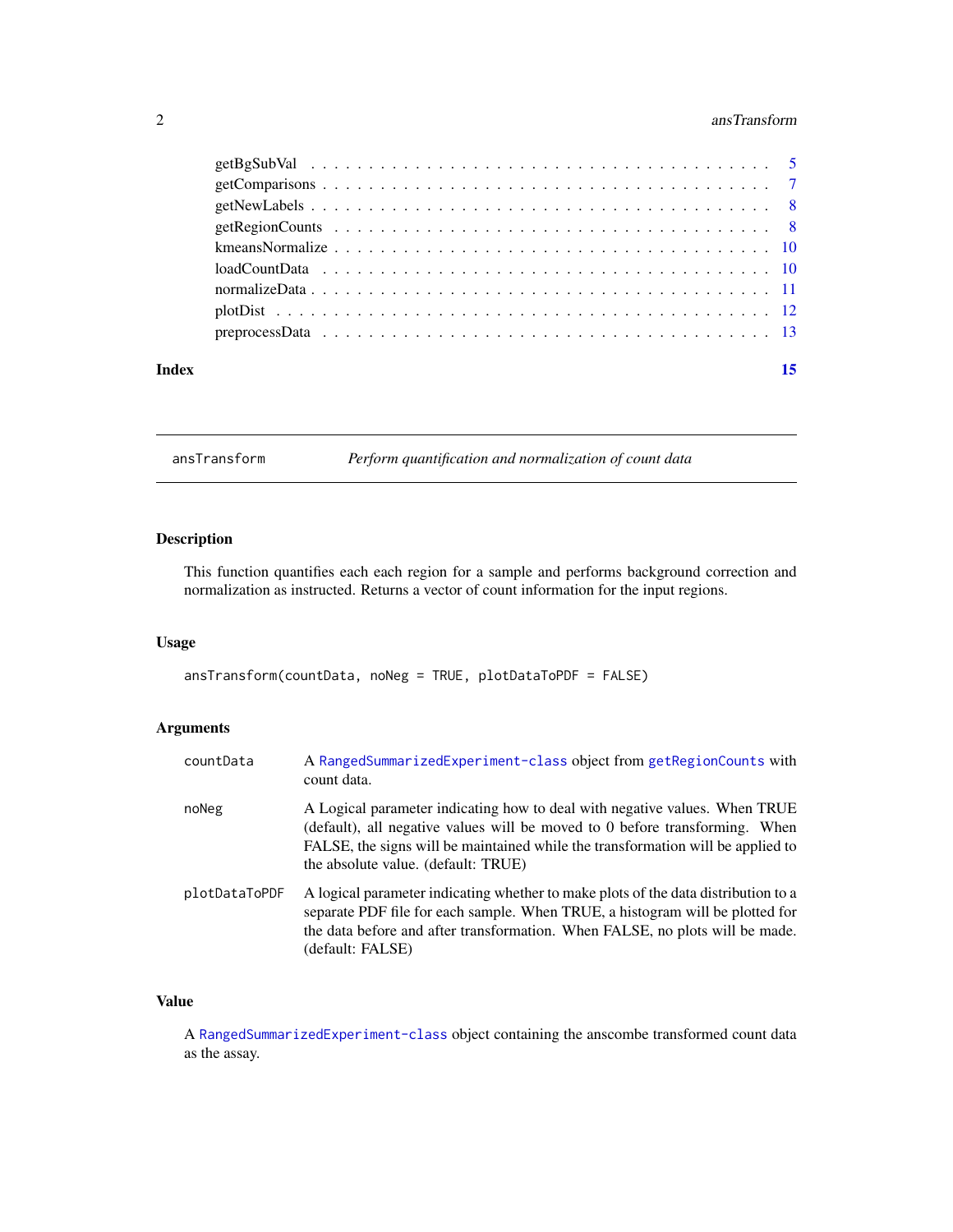| | |
|---|---|
| getBgSubVal | 5 |
| getComparisons | 7 |
| getNewLabels | 8 |
| getRegionCounts | 8 |
| kmeansNormalize | 10 |
| loadCountData | 10 |
| normalizeData | 11 |
| plotDist | 12 |
| preprocessData | 13 |

**Index** 15

---

## ansTransform — *Perform quantification and normalization of count data*

### Description

This function quantifies each each region for a sample and performs background correction and normalization as instructed. Returns a vector of count information for the input regions.

### Usage

```
ansTransform(countData, noNeg = TRUE, plotDataToPDF = FALSE)
```

### Arguments

| | |
|---|---|
| countData | A RangedSummarizedExperiment-class object from getRegionCounts with count data. |
| noNeg | A Logical parameter indicating how to deal with negative values. When TRUE (default), all negative values will be moved to 0 before transforming. When FALSE, the signs will be maintained while the transformation will be applied to the absolute value. (default: TRUE) |
| plotDataToPDF | A logical parameter indicating whether to make plots of the data distribution to a separate PDF file for each sample. When TRUE, a histogram will be plotted for the data before and after transformation. When FALSE, no plots will be made. (default: FALSE) |

### Value

A RangedSummarizedExperiment-class object containing the anscombe transformed count data as the assay.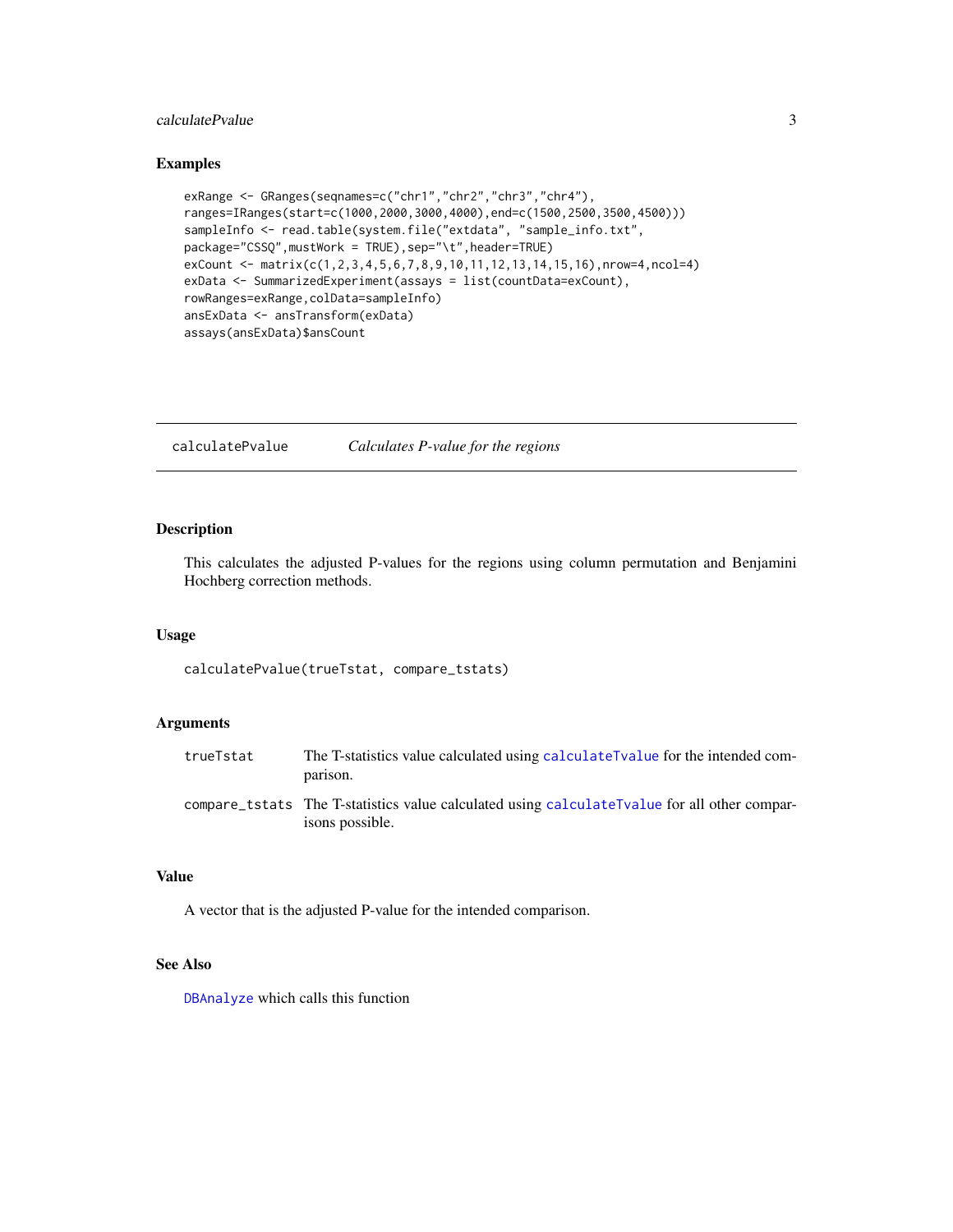## Examples

```
exRange <- GRanges(seqnames=c("chr1","chr2","chr3","chr4"),
ranges=IRanges(start=c(1000,2000,3000,4000),end=c(1500,2500,3500,4500)))
sampleInfo <- read.table(system.file("extdata", "sample_info.txt",
package="CSSQ",mustWork = TRUE),sep="\t",header=TRUE)
exCount <- matrix(c(1,2,3,4,5,6,7,8,9,10,11,12,13,14,15,16),nrow=4,ncol=4)
exData <- SummarizedExperiment(assays = list(countData=exCount),
rowRanges=exRange,colData=sampleInfo)
ansExData <- ansTransform(exData)
assays(ansExData)$ansCount
```

---

# calculatePvalue *Calculates P-value for the regions*

---

## Description

This calculates the adjusted P-values for the regions using column permutation and Benjamini Hochberg correction methods.

## Usage

```
calculatePvalue(trueTstat, compare_tstats)
```

## Arguments

| | |
|---|---|
| trueTstat | The T-statistics value calculated using `calculateTvalue` for the intended comparison. |
| compare_tstats | The T-statistics value calculated using `calculateTvalue` for all other comparisons possible. |

## Value

A vector that is the adjusted P-value for the intended comparison.

## See Also

`DBAnalyze` which calls this function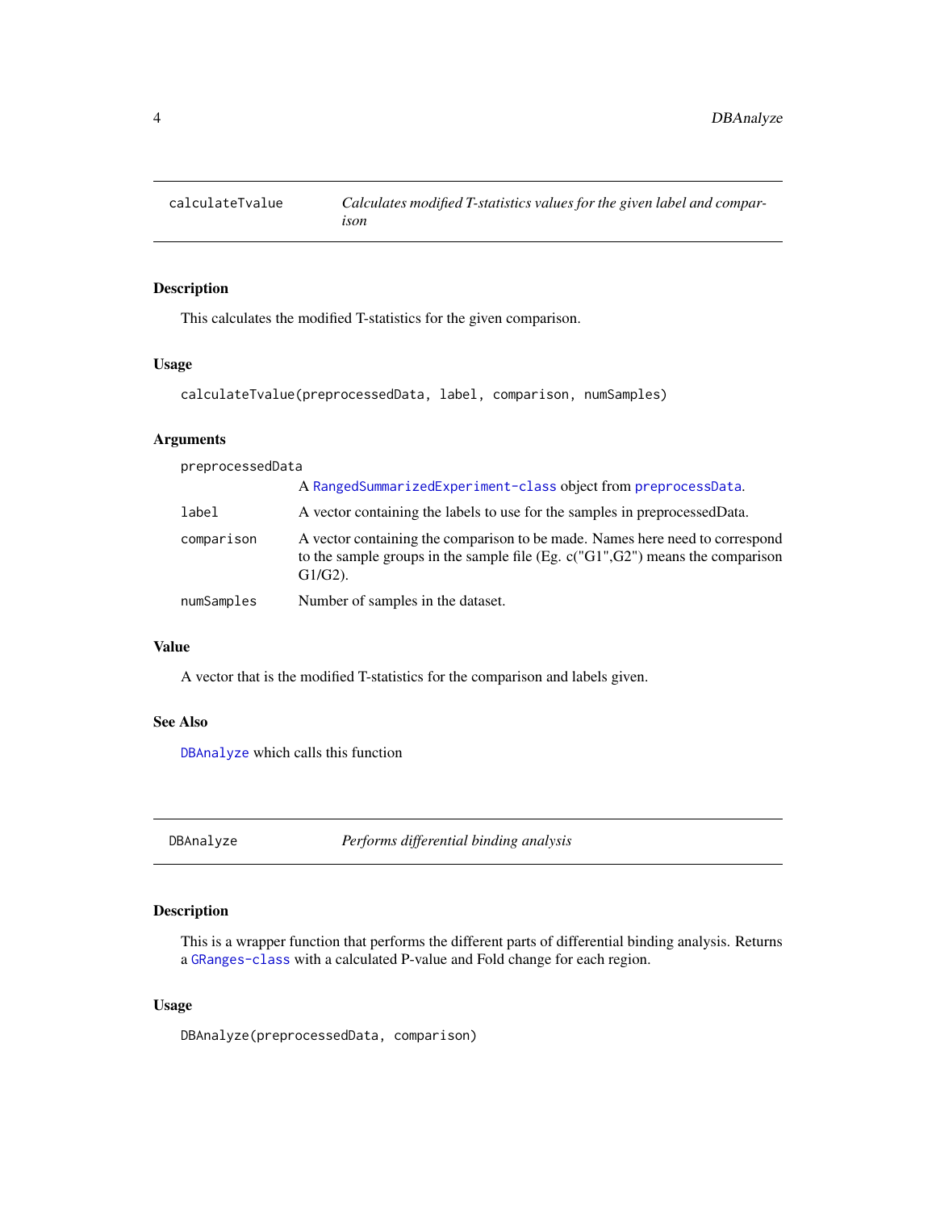## calculateTvalue

*Calculates modified T-statistics values for the given label and comparison*

### Description

This calculates the modified T-statistics for the given comparison.

### Usage

```
calculateTvalue(preprocessedData, label, comparison, numSamples)
```

### Arguments

| | |
|---|---|
| preprocessedData | A RangedSummarizedExperiment-class object from preprocessData. |
| label | A vector containing the labels to use for the samples in preprocessedData. |
| comparison | A vector containing the comparison to be made. Names here need to correspond to the sample groups in the sample file (Eg. c("G1",G2") means the comparison G1/G2). |
| numSamples | Number of samples in the dataset. |

### Value

A vector that is the modified T-statistics for the comparison and labels given.

### See Also

DBAnalyze which calls this function

## DBAnalyze

*Performs differential binding analysis*

### Description

This is a wrapper function that performs the different parts of differential binding analysis. Returns a GRanges-class with a calculated P-value and Fold change for each region.

### Usage

```
DBAnalyze(preprocessedData, comparison)
```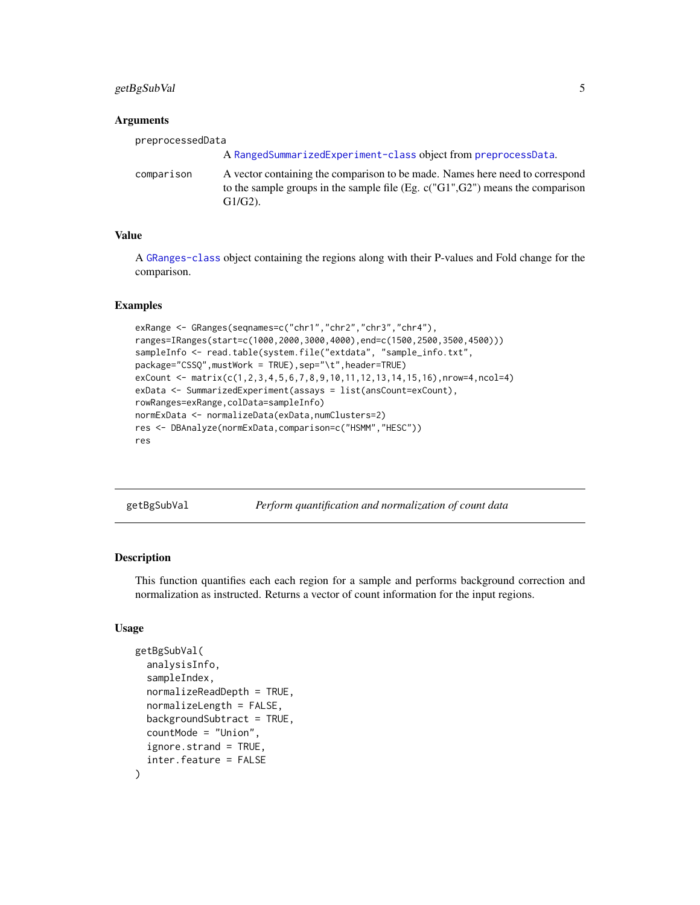### Arguments

preprocessedData
: A RangedSummarizedExperiment-class object from preprocessData.

comparison
: A vector containing the comparison to be made. Names here need to correspond to the sample groups in the sample file (Eg. c("G1",G2") means the comparison G1/G2).

### Value

A GRanges-class object containing the regions along with their P-values and Fold change for the comparison.

### Examples

```
exRange <- GRanges(seqnames=c("chr1","chr2","chr3","chr4"),
ranges=IRanges(start=c(1000,2000,3000,4000),end=c(1500,2500,3500,4500)))
sampleInfo <- read.table(system.file("extdata", "sample_info.txt",
package="CSSQ",mustWork = TRUE),sep="\t",header=TRUE)
exCount <- matrix(c(1,2,3,4,5,6,7,8,9,10,11,12,13,14,15,16),nrow=4,ncol=4)
exData <- SummarizedExperiment(assays = list(ansCount=exCount),
rowRanges=exRange,colData=sampleInfo)
normExData <- normalizeData(exData,numClusters=2)
res <- DBAnalyze(normExData,comparison=c("HSMM","HESC"))
res
```

---

## getBgSubVal    *Perform quantification and normalization of count data*

---

### Description

This function quantifies each each region for a sample and performs background correction and normalization as instructed. Returns a vector of count information for the input regions.

### Usage

```
getBgSubVal(
  analysisInfo,
  sampleIndex,
  normalizeReadDepth = TRUE,
  normalizeLength = FALSE,
  backgroundSubtract = TRUE,
  countMode = "Union",
  ignore.strand = TRUE,
  inter.feature = FALSE
)
```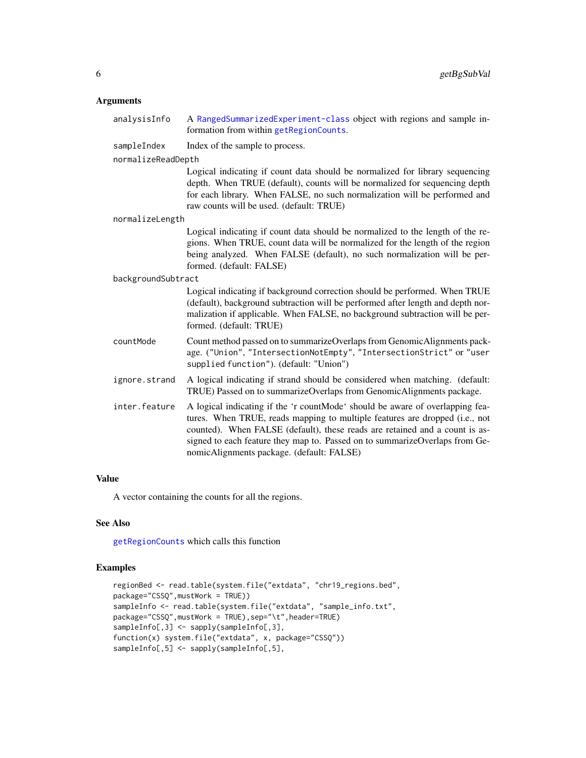## Arguments

- `analysisInfo` — A `RangedSummarizedExperiment-class` object with regions and sample information from within `getRegionCounts`.
- `sampleIndex` — Index of the sample to process.
- `normalizeReadDepth` — Logical indicating if count data should be normalized for library sequencing depth. When TRUE (default), counts will be normalized for sequencing depth for each library. When FALSE, no such normalization will be performed and raw counts will be used. (default: TRUE)
- `normalizeLength` — Logical indicating if count data should be normalized to the length of the regions. When TRUE, count data will be normalized for the length of the region being analyzed. When FALSE (default), no such normalization will be performed. (default: FALSE)
- `backgroundSubtract` — Logical indicating if background correction should be performed. When TRUE (default), background subtraction will be performed after length and depth normalization if applicable. When FALSE, no background subtraction will be performed. (default: TRUE)
- `countMode` — Count method passed on to summarizeOverlaps from GenomicAlignments package. (`"Union"`, `"IntersectionNotEmpty"`, `"IntersectionStrict"` or `"user supplied function"`). (default: `"Union"`)
- `ignore.strand` — A logical indicating if strand should be considered when matching. (default: TRUE) Passed on to summarizeOverlaps from GenomicAlignments package.
- `inter.feature` — A logical indicating if the 'r countMode' should be aware of overlapping features. When TRUE, reads mapping to multiple features are dropped (i.e., not counted). When FALSE (default), these reads are retained and a count is assigned to each feature they map to. Passed on to summarizeOverlaps from GenomicAlignments package. (default: FALSE)

## Value

A vector containing the counts for all the regions.

## See Also

`getRegionCounts` which calls this function

## Examples

```
regionBed <- read.table(system.file("extdata", "chr19_regions.bed",
package="CSSQ",mustWork = TRUE))
sampleInfo <- read.table(system.file("extdata", "sample_info.txt",
package="CSSQ",mustWork = TRUE),sep="\t",header=TRUE)
sampleInfo[,3] <- sapply(sampleInfo[,3],
function(x) system.file("extdata", x, package="CSSQ"))
sampleInfo[,5] <- sapply(sampleInfo[,5],
```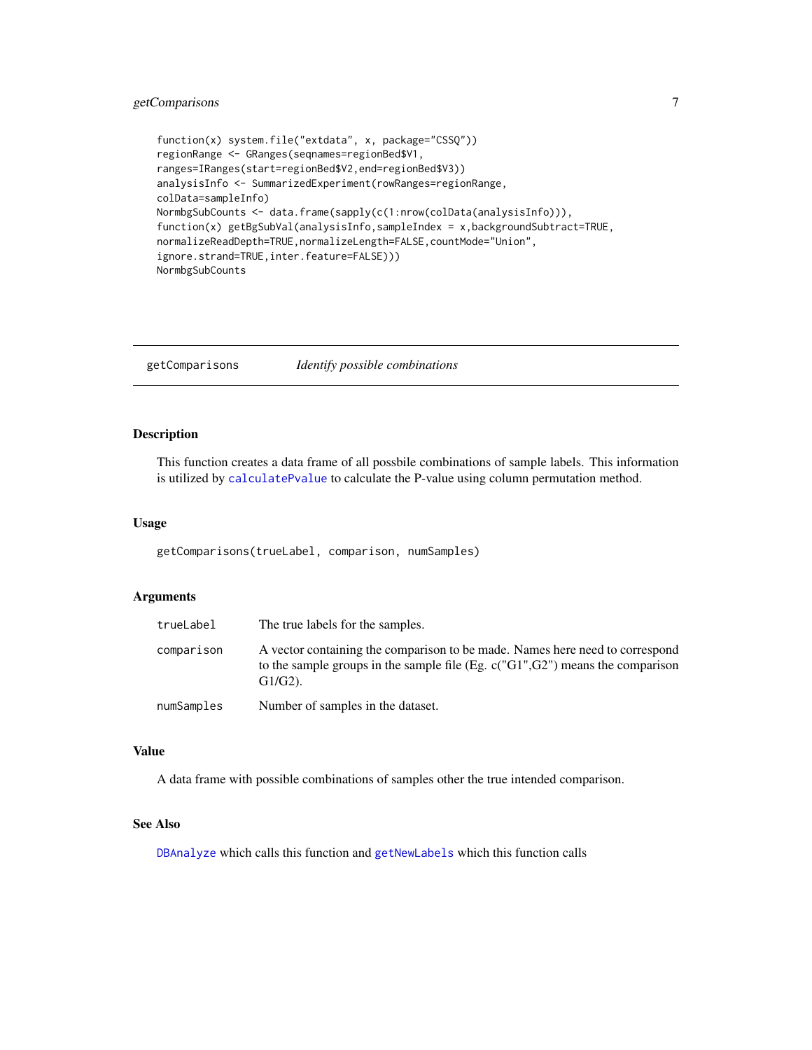```
function(x) system.file("extdata", x, package="CSSQ"))
regionRange <- GRanges(seqnames=regionBed$V1,
ranges=IRanges(start=regionBed$V2,end=regionBed$V3))
analysisInfo <- SummarizedExperiment(rowRanges=regionRange,
colData=sampleInfo)
NormbgSubCounts <- data.frame(sapply(c(1:nrow(colData(analysisInfo))),
function(x) getBgSubVal(analysisInfo,sampleIndex = x,backgroundSubtract=TRUE,
normalizeReadDepth=TRUE,normalizeLength=FALSE,countMode="Union",
ignore.strand=TRUE,inter.feature=FALSE)))
NormbgSubCounts
```

---

## getComparisons *Identify possible combinations*

### Description

This function creates a data frame of all possbile combinations of sample labels. This information is utilized by `calculatePvalue` to calculate the P-value using column permutation method.

### Usage

```
getComparisons(trueLabel, comparison, numSamples)
```

### Arguments

| | |
|---|---|
| `trueLabel` | The true labels for the samples. |
| `comparison` | A vector containing the comparison to be made. Names here need to correspond to the sample groups in the sample file (Eg. c("G1",G2") means the comparison G1/G2). |
| `numSamples` | Number of samples in the dataset. |

### Value

A data frame with possible combinations of samples other the true intended comparison.

### See Also

`DBAnalyze` which calls this function and `getNewLabels` which this function calls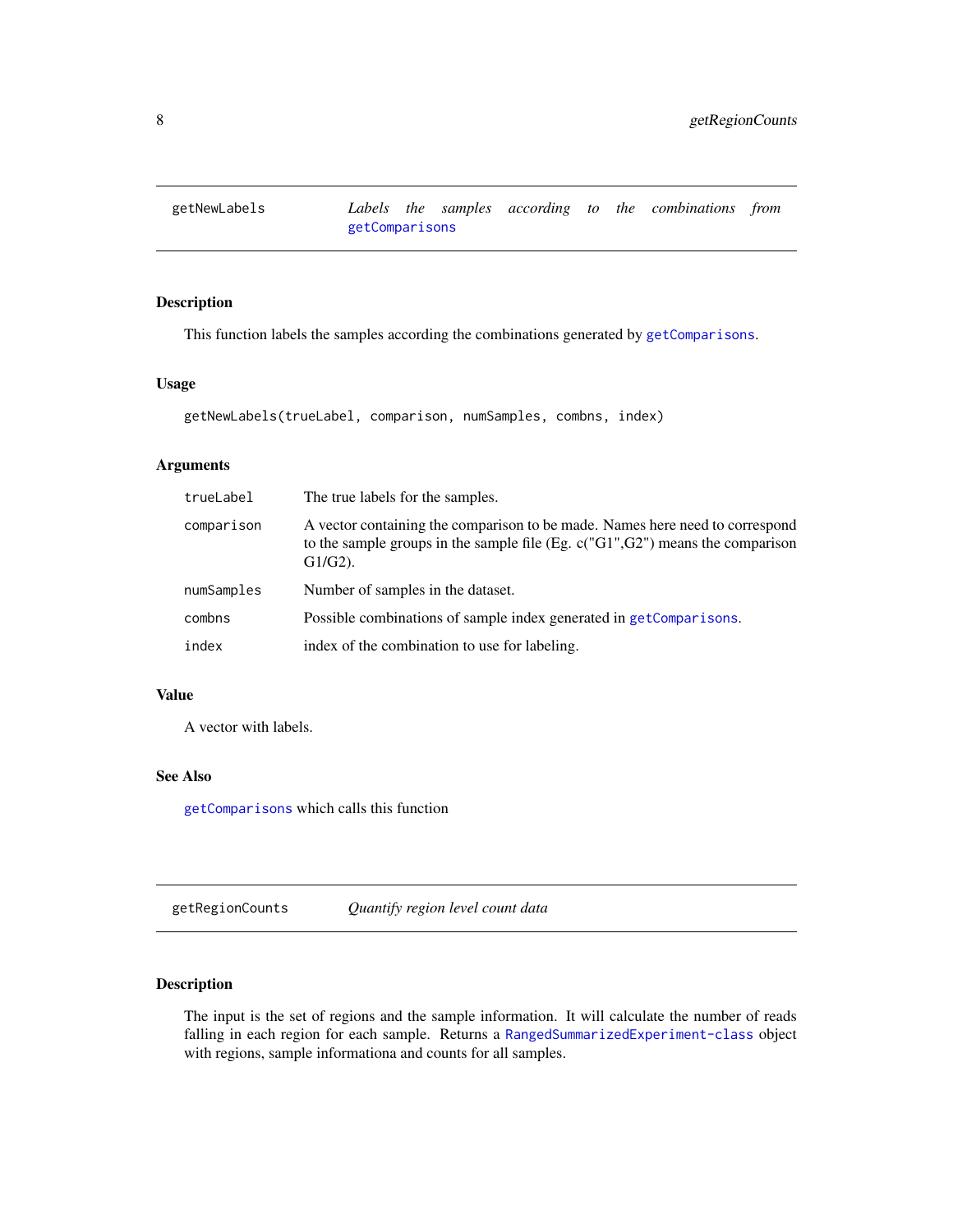## getNewLabels — *Labels the samples according to the combinations from getComparisons*

### Description

This function labels the samples according the combinations generated by `getComparisons`.

### Usage

```
getNewLabels(trueLabel, comparison, numSamples, combns, index)
```

### Arguments

| | |
|---|---|
| `trueLabel` | The true labels for the samples. |
| `comparison` | A vector containing the comparison to be made. Names here need to correspond to the sample groups in the sample file (Eg. c("G1",G2") means the comparison G1/G2). |
| `numSamples` | Number of samples in the dataset. |
| `combns` | Possible combinations of sample index generated in `getComparisons`. |
| `index` | index of the combination to use for labeling. |

### Value

A vector with labels.

### See Also

`getComparisons` which calls this function

## getRegionCounts — *Quantify region level count data*

### Description

The input is the set of regions and the sample information. It will calculate the number of reads falling in each region for each sample. Returns a `RangedSummarizedExperiment-class` object with regions, sample informationa and counts for all samples.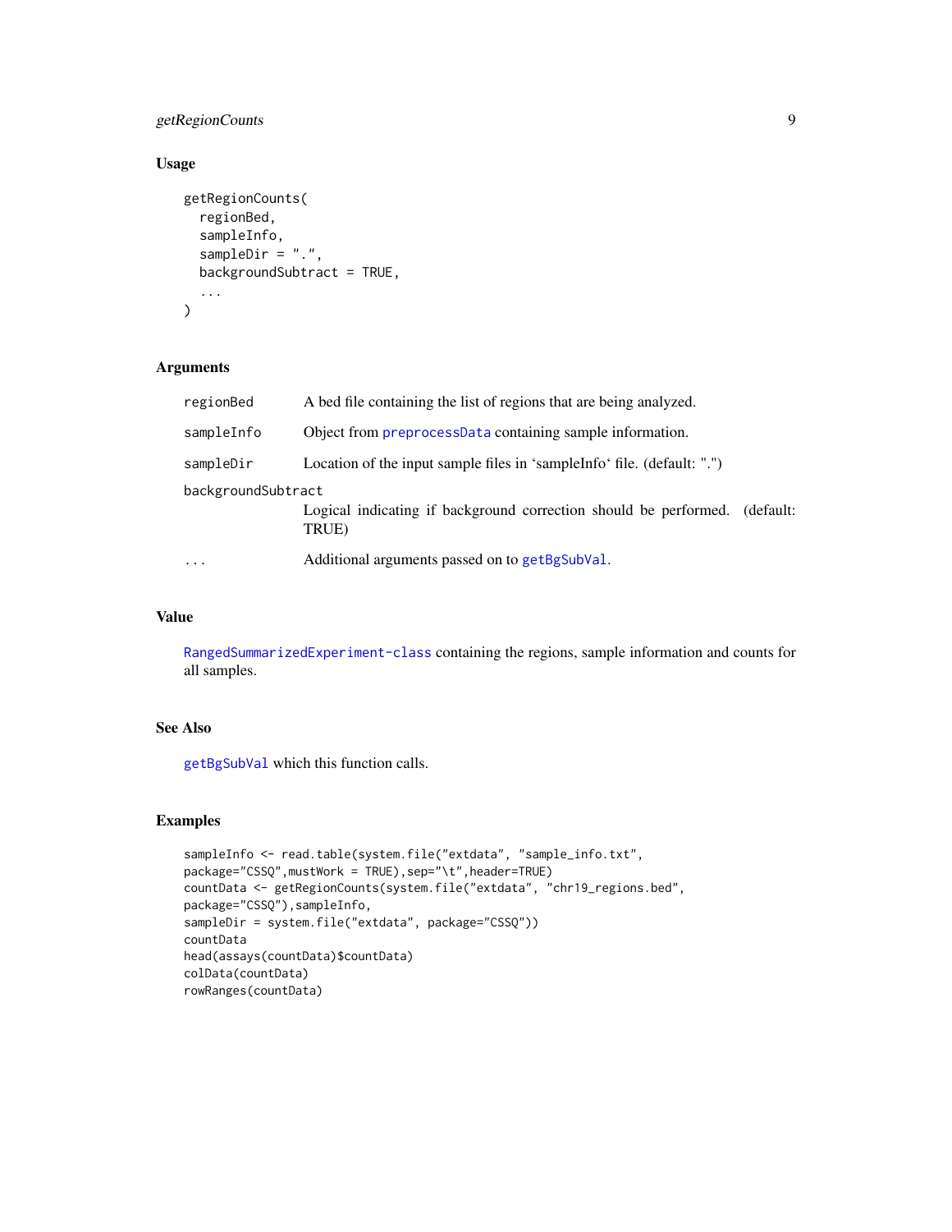## Usage

```
getRegionCounts(
  regionBed,
  sampleInfo,
  sampleDir = ".",
  backgroundSubtract = TRUE,
  ...
)
```

## Arguments

| | |
|---|---|
| `regionBed` | A bed file containing the list of regions that are being analyzed. |
| `sampleInfo` | Object from `preprocessData` containing sample information. |
| `sampleDir` | Location of the input sample files in 'sampleInfo' file. (default: ".") |
| `backgroundSubtract` | Logical indicating if background correction should be performed. (default: TRUE) |
| `...` | Additional arguments passed on to `getBgSubVal`. |

## Value

`RangedSummarizedExperiment-class` containing the regions, sample information and counts for all samples.

## See Also

`getBgSubVal` which this function calls.

## Examples

```
sampleInfo <- read.table(system.file("extdata", "sample_info.txt",
package="CSSQ",mustWork = TRUE),sep="\t",header=TRUE)
countData <- getRegionCounts(system.file("extdata", "chr19_regions.bed",
package="CSSQ"),sampleInfo,
sampleDir = system.file("extdata", package="CSSQ"))
countData
head(assays(countData)$countData)
colData(countData)
rowRanges(countData)
```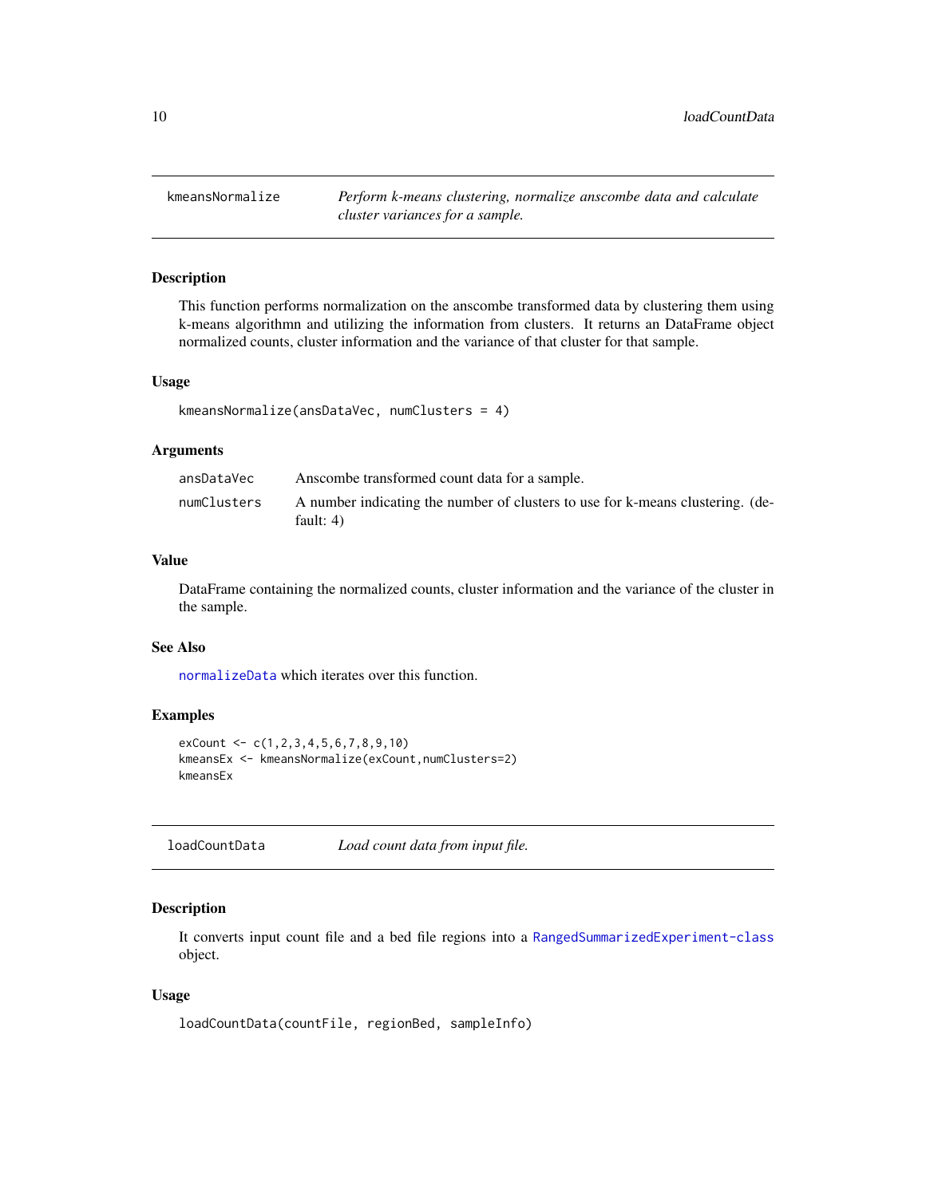## kmeansNormalize

*Perform k-means clustering, normalize anscombe data and calculate cluster variances for a sample.*

### Description

This function performs normalization on the anscombe transformed data by clustering them using k-means algorithmn and utilizing the information from clusters. It returns an DataFrame object normalized counts, cluster information and the variance of that cluster for that sample.

### Usage

```
kmeansNormalize(ansDataVec, numClusters = 4)
```

### Arguments

| | |
|---|---|
| ansDataVec | Anscombe transformed count data for a sample. |
| numClusters | A number indicating the number of clusters to use for k-means clustering. (default: 4) |

### Value

DataFrame containing the normalized counts, cluster information and the variance of the cluster in the sample.

### See Also

normalizeData which iterates over this function.

### Examples

```
exCount <- c(1,2,3,4,5,6,7,8,9,10)
kmeansEx <- kmeansNormalize(exCount,numClusters=2)
kmeansEx
```

## loadCountData

*Load count data from input file.*

### Description

It converts input count file and a bed file regions into a RangedSummarizedExperiment-class object.

### Usage

```
loadCountData(countFile, regionBed, sampleInfo)
```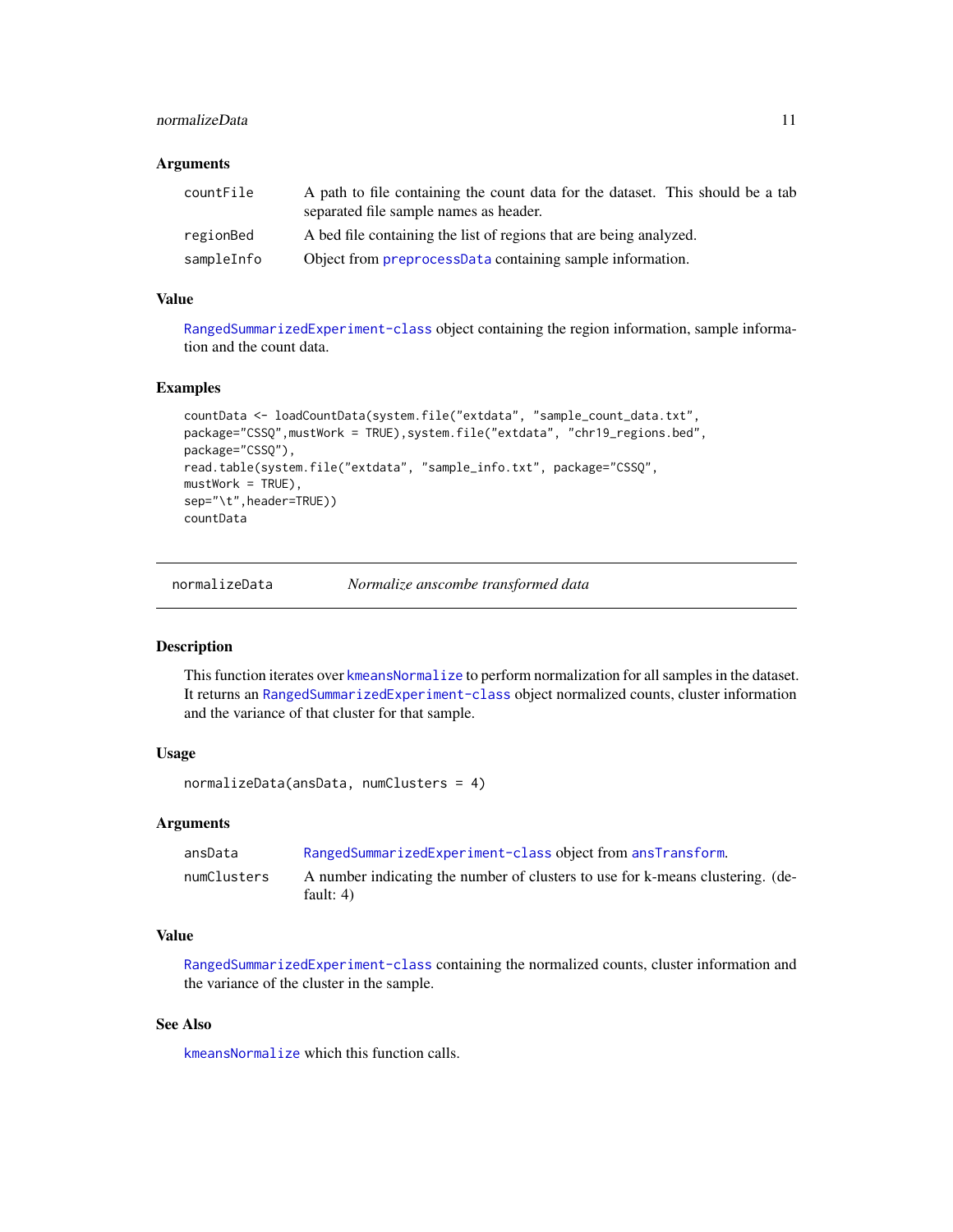### Arguments

| | |
|---|---|
| countFile | A path to file containing the count data for the dataset. This should be a tab separated file sample names as header. |
| regionBed | A bed file containing the list of regions that are being analyzed. |
| sampleInfo | Object from preprocessData containing sample information. |

### Value

RangedSummarizedExperiment-class object containing the region information, sample information and the count data.

### Examples

```
countData <- loadCountData(system.file("extdata", "sample_count_data.txt",
package="CSSQ",mustWork = TRUE),system.file("extdata", "chr19_regions.bed",
package="CSSQ"),
read.table(system.file("extdata", "sample_info.txt", package="CSSQ",
mustWork = TRUE),
sep="\t",header=TRUE))
countData
```

---

## normalizeData *Normalize anscombe transformed data*

### Description

This function iterates over kmeansNormalize to perform normalization for all samples in the dataset. It returns an RangedSummarizedExperiment-class object normalized counts, cluster information and the variance of that cluster for that sample.

### Usage

```
normalizeData(ansData, numClusters = 4)
```

### Arguments

| | |
|---|---|
| ansData | RangedSummarizedExperiment-class object from ansTransform. |
| numClusters | A number indicating the number of clusters to use for k-means clustering. (default: 4) |

### Value

RangedSummarizedExperiment-class containing the normalized counts, cluster information and the variance of the cluster in the sample.

### See Also

kmeansNormalize which this function calls.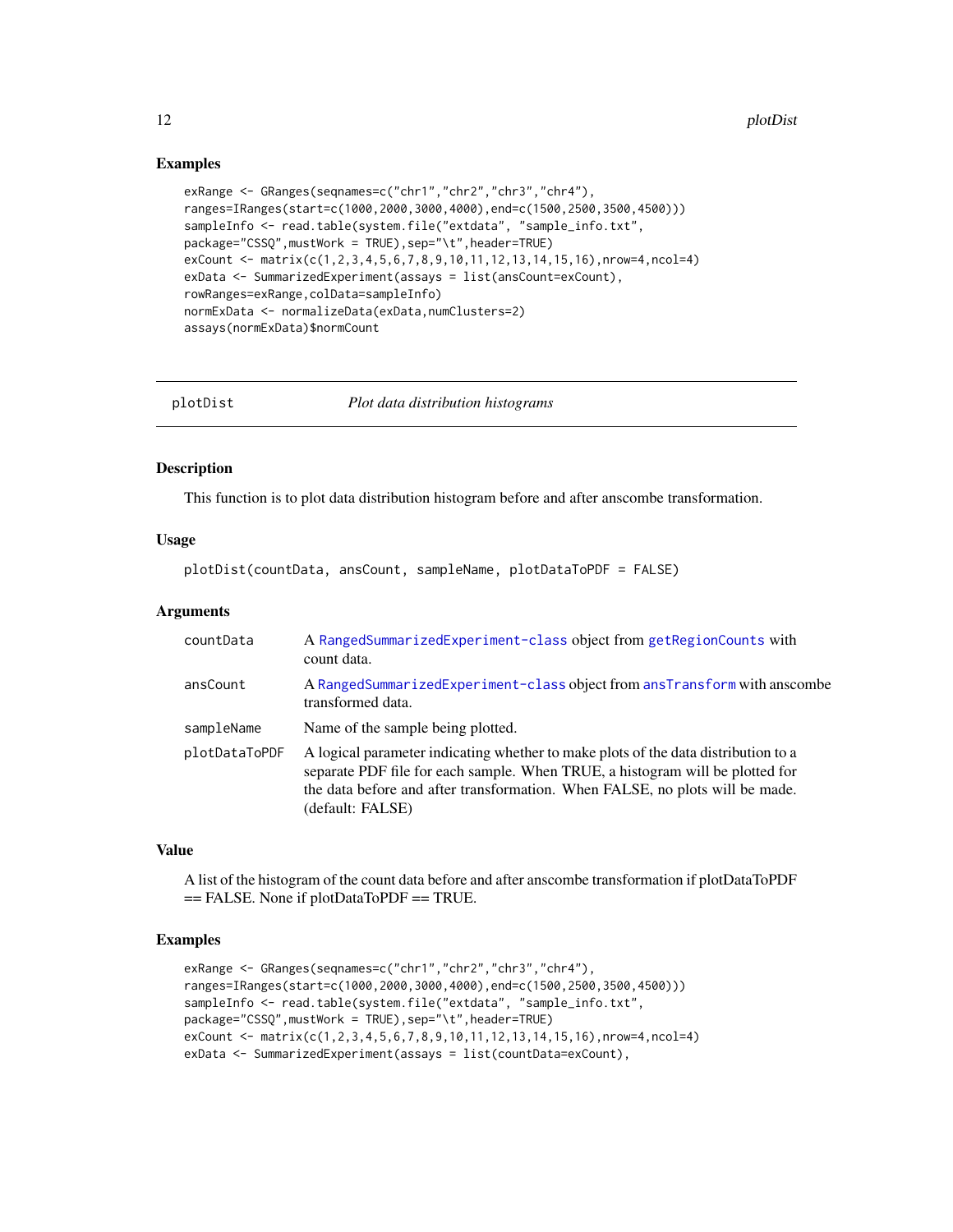## Examples

```
exRange <- GRanges(seqnames=c("chr1","chr2","chr3","chr4"),
ranges=IRanges(start=c(1000,2000,3000,4000),end=c(1500,2500,3500,4500)))
sampleInfo <- read.table(system.file("extdata", "sample_info.txt",
package="CSSQ",mustWork = TRUE),sep="\t",header=TRUE)
exCount <- matrix(c(1,2,3,4,5,6,7,8,9,10,11,12,13,14,15,16),nrow=4,ncol=4)
exData <- SummarizedExperiment(assays = list(ansCount=exCount),
rowRanges=exRange,colData=sampleInfo)
normExData <- normalizeData(exData,numClusters=2)
assays(normExData)$normCount
```

---

`plotDist` *Plot data distribution histograms*

---

## Description

This function is to plot data distribution histogram before and after anscombe transformation.

## Usage

```
plotDist(countData, ansCount, sampleName, plotDataToPDF = FALSE)
```

## Arguments

| | |
|---|---|
| `countData` | A `RangedSummarizedExperiment-class` object from `getRegionCounts` with count data. |
| `ansCount` | A `RangedSummarizedExperiment-class` object from `ansTransform` with anscombe transformed data. |
| `sampleName` | Name of the sample being plotted. |
| `plotDataToPDF` | A logical parameter indicating whether to make plots of the data distribution to a separate PDF file for each sample. When TRUE, a histogram will be plotted for the data before and after transformation. When FALSE, no plots will be made. (default: FALSE) |

## Value

A list of the histogram of the count data before and after anscombe transformation if plotDataToPDF == FALSE. None if plotDataToPDF == TRUE.

## Examples

```
exRange <- GRanges(seqnames=c("chr1","chr2","chr3","chr4"),
ranges=IRanges(start=c(1000,2000,3000,4000),end=c(1500,2500,3500,4500)))
sampleInfo <- read.table(system.file("extdata", "sample_info.txt",
package="CSSQ",mustWork = TRUE),sep="\t",header=TRUE)
exCount <- matrix(c(1,2,3,4,5,6,7,8,9,10,11,12,13,14,15,16),nrow=4,ncol=4)
exData <- SummarizedExperiment(assays = list(countData=exCount),
```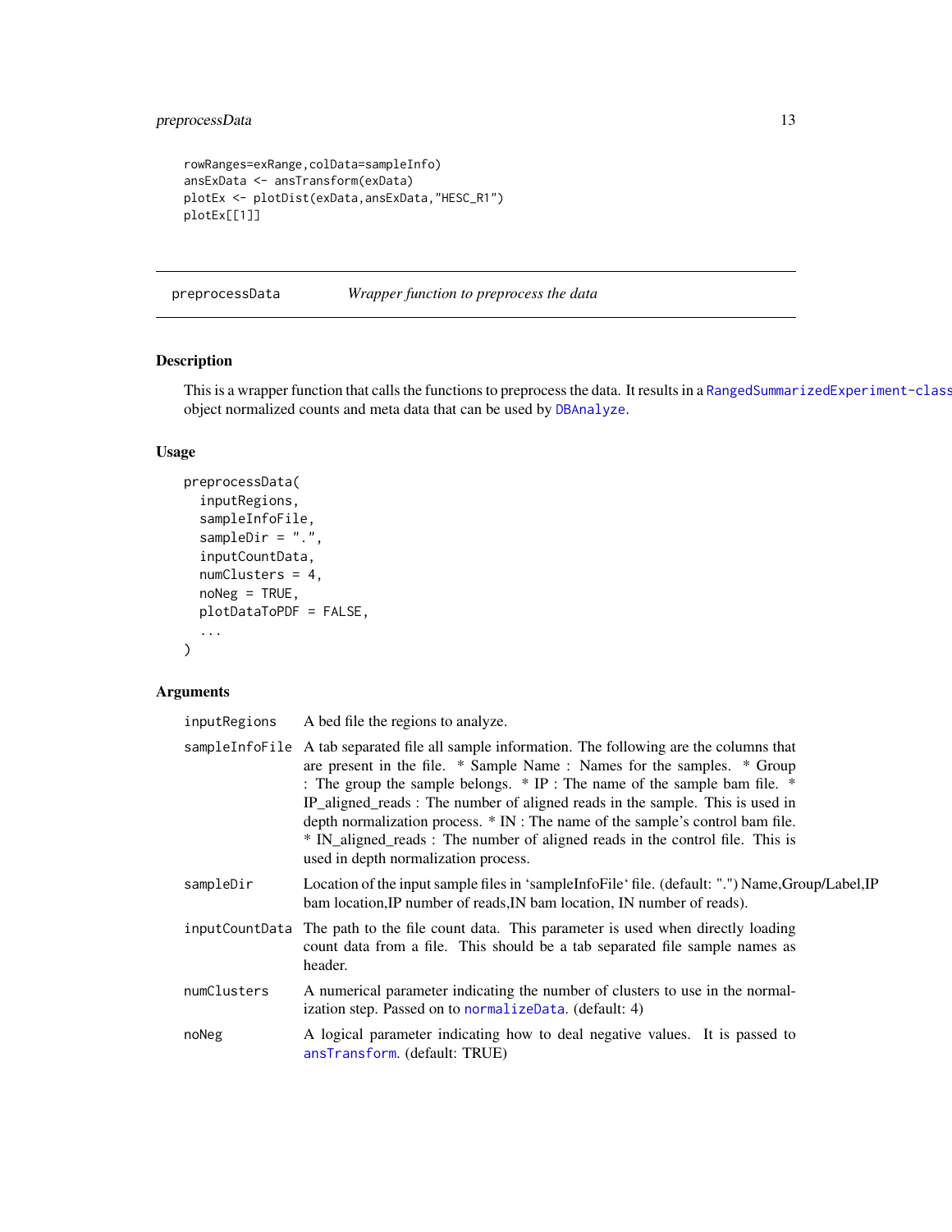```
rowRanges=exRange,colData=sampleInfo)
ansExData <- ansTransform(exData)
plotEx <- plotDist(exData,ansExData,"HESC_R1")
plotEx[[1]]
```

## preprocessData — *Wrapper function to preprocess the data*

### Description

This is a wrapper function that calls the functions to preprocess the data. It results in a RangedSummarizedExperiment-class object normalized counts and meta data that can be used by DBAnalyze.

### Usage

```
preprocessData(
  inputRegions,
  sampleInfoFile,
  sampleDir = ".",
  inputCountData,
  numClusters = 4,
  noNeg = TRUE,
  plotDataToPDF = FALSE,
  ...
)
```

### Arguments

| | |
|---|---|
| inputRegions | A bed file the regions to analyze. |
| sampleInfoFile | A tab separated file all sample information. The following are the columns that are present in the file. * Sample Name : Names for the samples. * Group : The group the sample belongs. * IP : The name of the sample bam file. * IP_aligned_reads : The number of aligned reads in the sample. This is used in depth normalization process. * IN : The name of the sample's control bam file. * IN_aligned_reads : The number of aligned reads in the control file. This is used in depth normalization process. |
| sampleDir | Location of the input sample files in 'sampleInfoFile' file. (default: ".") Name,Group/Label,IP bam location,IP number of reads,IN bam location, IN number of reads). |
| inputCountData | The path to the file count data. This parameter is used when directly loading count data from a file. This should be a tab separated file sample names as header. |
| numClusters | A numerical parameter indicating the number of clusters to use in the normalization step. Passed on to normalizeData. (default: 4) |
| noNeg | A logical parameter indicating how to deal negative values. It is passed to ansTransform. (default: TRUE) |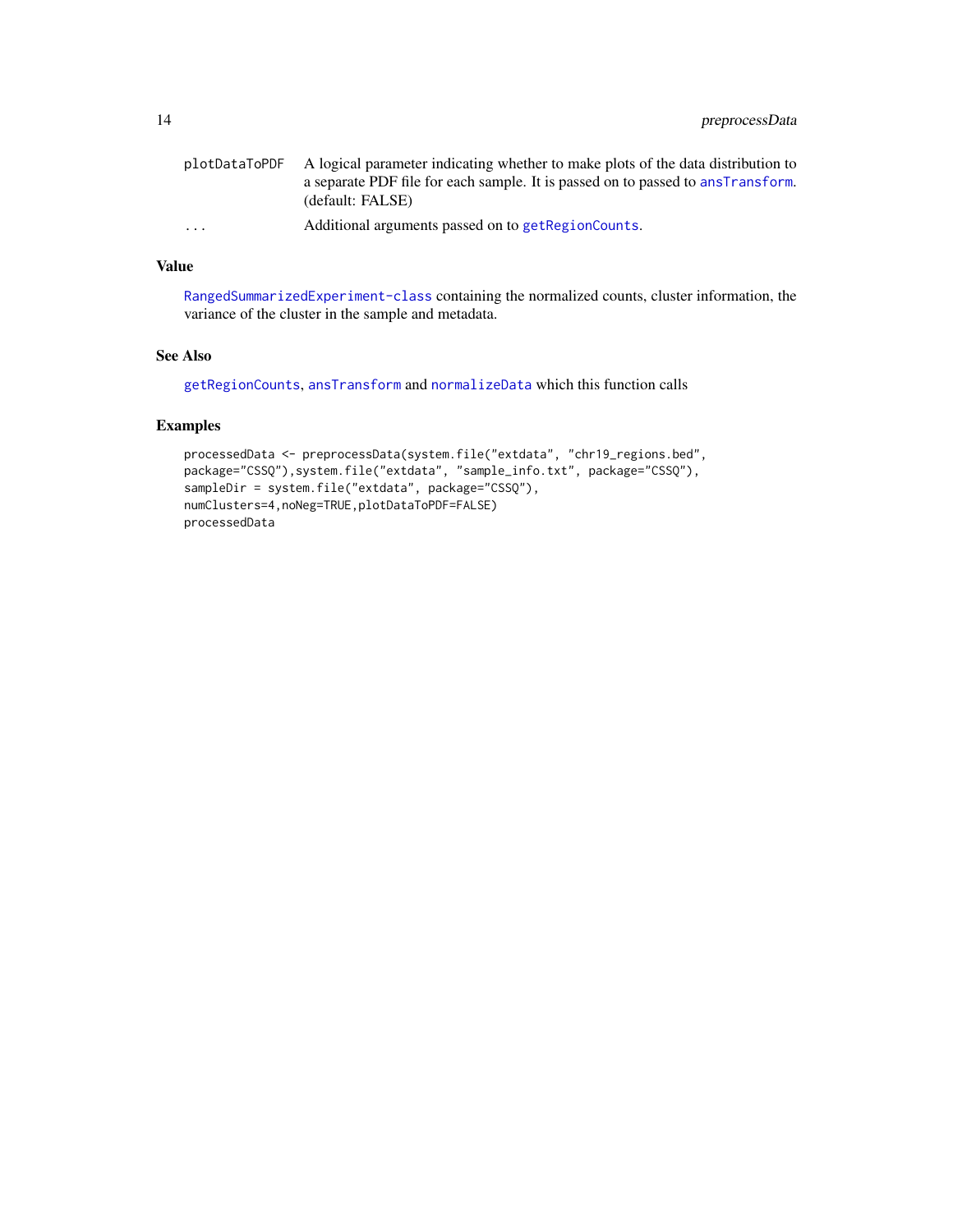| | |
|---|---|
| plotDataToPDF | A logical parameter indicating whether to make plots of the data distribution to a separate PDF file for each sample. It is passed on to passed to ansTransform. (default: FALSE) |
| ... | Additional arguments passed on to getRegionCounts. |

## Value

RangedSummarizedExperiment-class containing the normalized counts, cluster information, the variance of the cluster in the sample and metadata.

## See Also

getRegionCounts, ansTransform and normalizeData which this function calls

## Examples

```
processedData <- preprocessData(system.file("extdata", "chr19_regions.bed",
package="CSSQ"),system.file("extdata", "sample_info.txt", package="CSSQ"),
sampleDir = system.file("extdata", package="CSSQ"),
numClusters=4,noNeg=TRUE,plotDataToPDF=FALSE)
processedData
```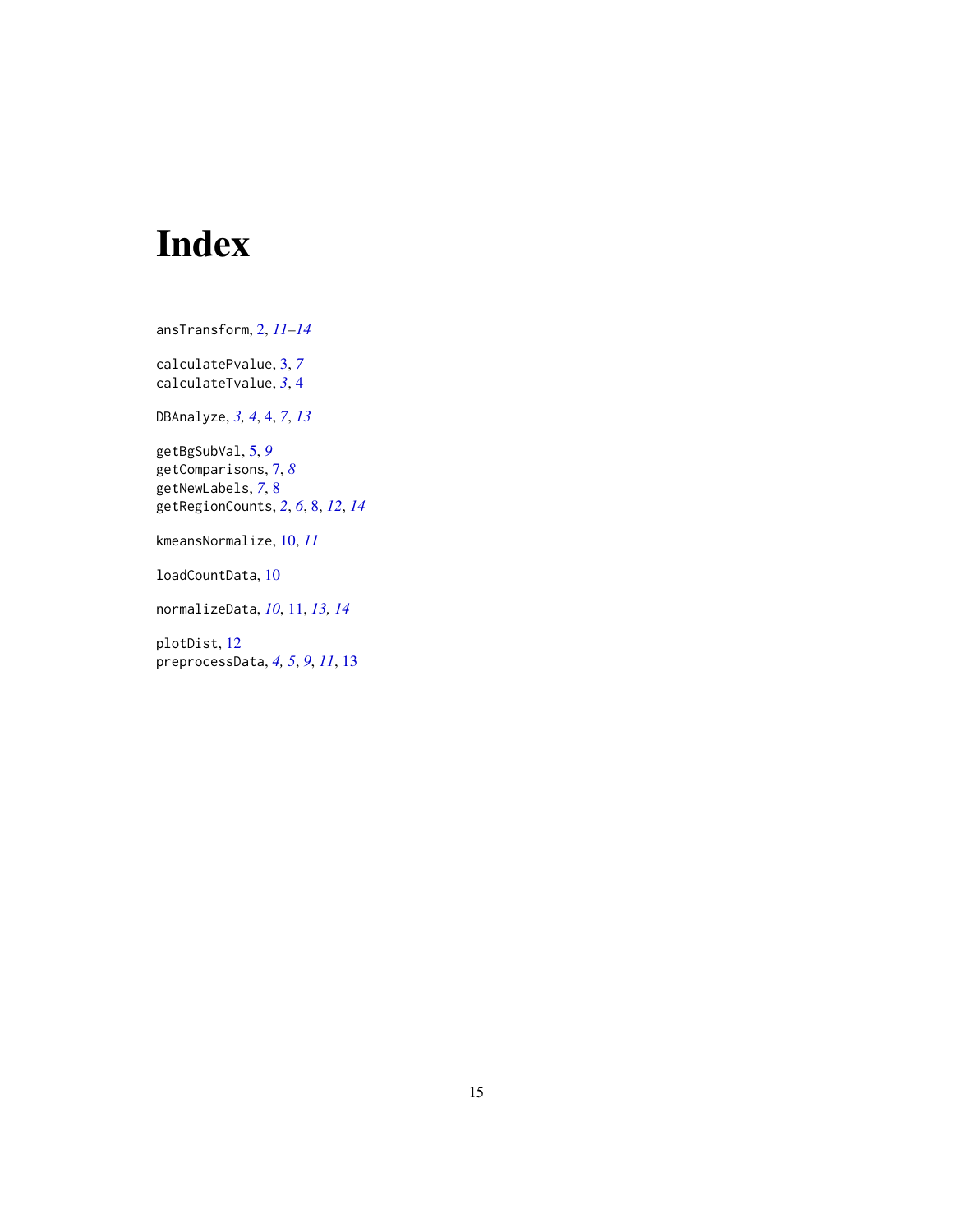# Index

ansTransform, 2, *11–14*

calculatePvalue, 3, *7*
calculateTvalue, *3*, 4

DBAnalyze, *3, 4*, 4, *7*, *13*

getBgSubVal, 5, *9*
getComparisons, 7, *8*
getNewLabels, *7*, 8
getRegionCounts, *2*, *6*, 8, *12*, *14*

kmeansNormalize, 10, *11*

loadCountData, 10

normalizeData, *10*, 11, *13, 14*

plotDist, 12
preprocessData, *4, 5*, *9*, *11*, 13